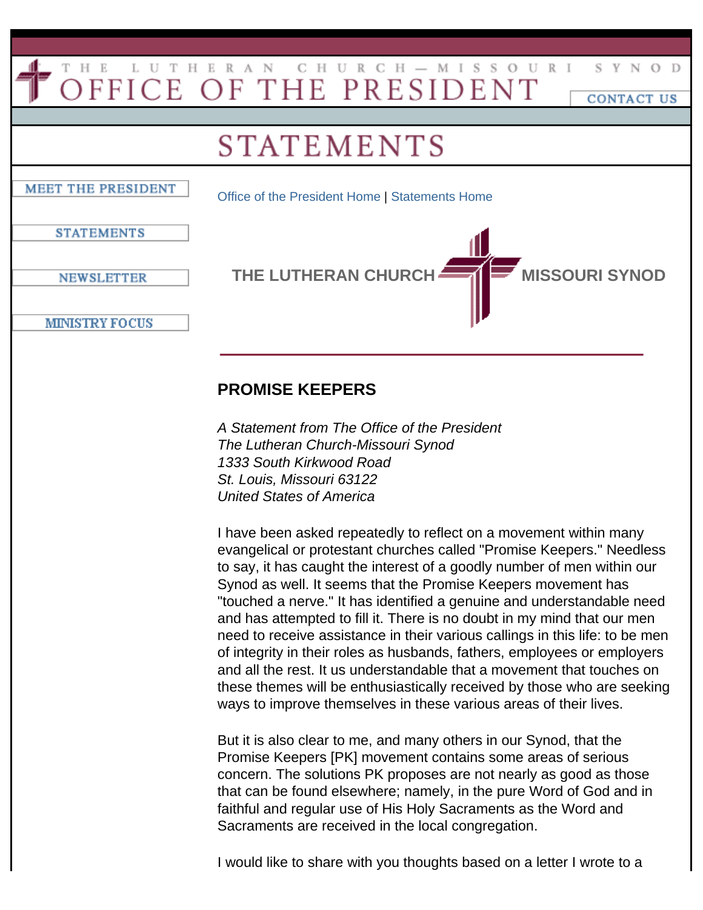THE LUTHERAN CHURCH—MISSOURI SYNOD

# OFFICE OF THE PRESIDENT

CONTACT US

# STATEMENTS

MEET THE PRESIDENT

STATEMENTS

NEWSLETTER

MINISTRY FOCUS

Office of the President Home | Statements Home

THE LUTHERAN CHURCH MISSOURI SYNOD

## PROMISE KEEPERS

*A Statement from The Office of the President*
*The Lutheran Church-Missouri Synod*
*1333 South Kirkwood Road*
*St. Louis, Missouri 63122*
*United States of America*

I have been asked repeatedly to reflect on a movement within many evangelical or protestant churches called "Promise Keepers." Needless to say, it has caught the interest of a goodly number of men within our Synod as well. It seems that the Promise Keepers movement has "touched a nerve." It has identified a genuine and understandable need and has attempted to fill it. There is no doubt in my mind that our men need to receive assistance in their various callings in this life: to be men of integrity in their roles as husbands, fathers, employees or employers and all the rest. It us understandable that a movement that touches on these themes will be enthusiastically received by those who are seeking ways to improve themselves in these various areas of their lives.

But it is also clear to me, and many others in our Synod, that the Promise Keepers [PK] movement contains some areas of serious concern. The solutions PK proposes are not nearly as good as those that can be found elsewhere; namely, in the pure Word of God and in faithful and regular use of His Holy Sacraments as the Word and Sacraments are received in the local congregation.

I would like to share with you thoughts based on a letter I wrote to a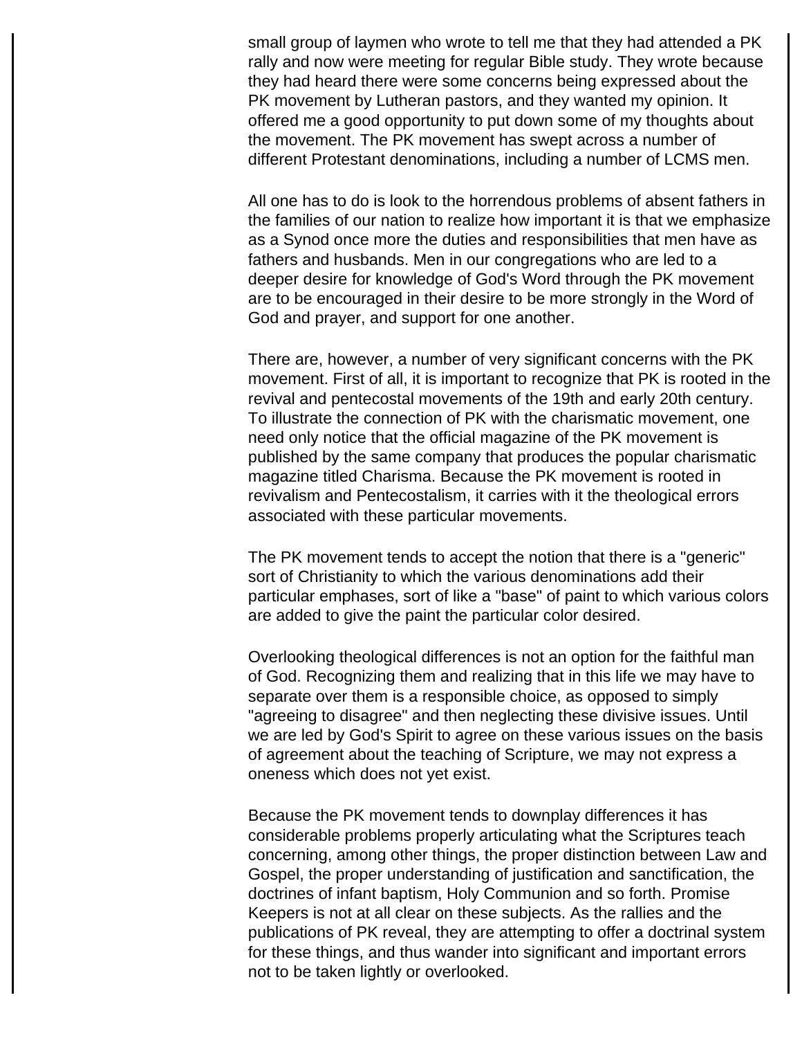small group of laymen who wrote to tell me that they had attended a PK rally and now were meeting for regular Bible study. They wrote because they had heard there were some concerns being expressed about the PK movement by Lutheran pastors, and they wanted my opinion. It offered me a good opportunity to put down some of my thoughts about the movement. The PK movement has swept across a number of different Protestant denominations, including a number of LCMS men.

All one has to do is look to the horrendous problems of absent fathers in the families of our nation to realize how important it is that we emphasize as a Synod once more the duties and responsibilities that men have as fathers and husbands. Men in our congregations who are led to a deeper desire for knowledge of God's Word through the PK movement are to be encouraged in their desire to be more strongly in the Word of God and prayer, and support for one another.

There are, however, a number of very significant concerns with the PK movement. First of all, it is important to recognize that PK is rooted in the revival and pentecostal movements of the 19th and early 20th century. To illustrate the connection of PK with the charismatic movement, one need only notice that the official magazine of the PK movement is published by the same company that produces the popular charismatic magazine titled Charisma. Because the PK movement is rooted in revivalism and Pentecostalism, it carries with it the theological errors associated with these particular movements.

The PK movement tends to accept the notion that there is a "generic" sort of Christianity to which the various denominations add their particular emphases, sort of like a "base" of paint to which various colors are added to give the paint the particular color desired.

Overlooking theological differences is not an option for the faithful man of God. Recognizing them and realizing that in this life we may have to separate over them is a responsible choice, as opposed to simply "agreeing to disagree" and then neglecting these divisive issues. Until we are led by God's Spirit to agree on these various issues on the basis of agreement about the teaching of Scripture, we may not express a oneness which does not yet exist.

Because the PK movement tends to downplay differences it has considerable problems properly articulating what the Scriptures teach concerning, among other things, the proper distinction between Law and Gospel, the proper understanding of justification and sanctification, the doctrines of infant baptism, Holy Communion and so forth. Promise Keepers is not at all clear on these subjects. As the rallies and the publications of PK reveal, they are attempting to offer a doctrinal system for these things, and thus wander into significant and important errors not to be taken lightly or overlooked.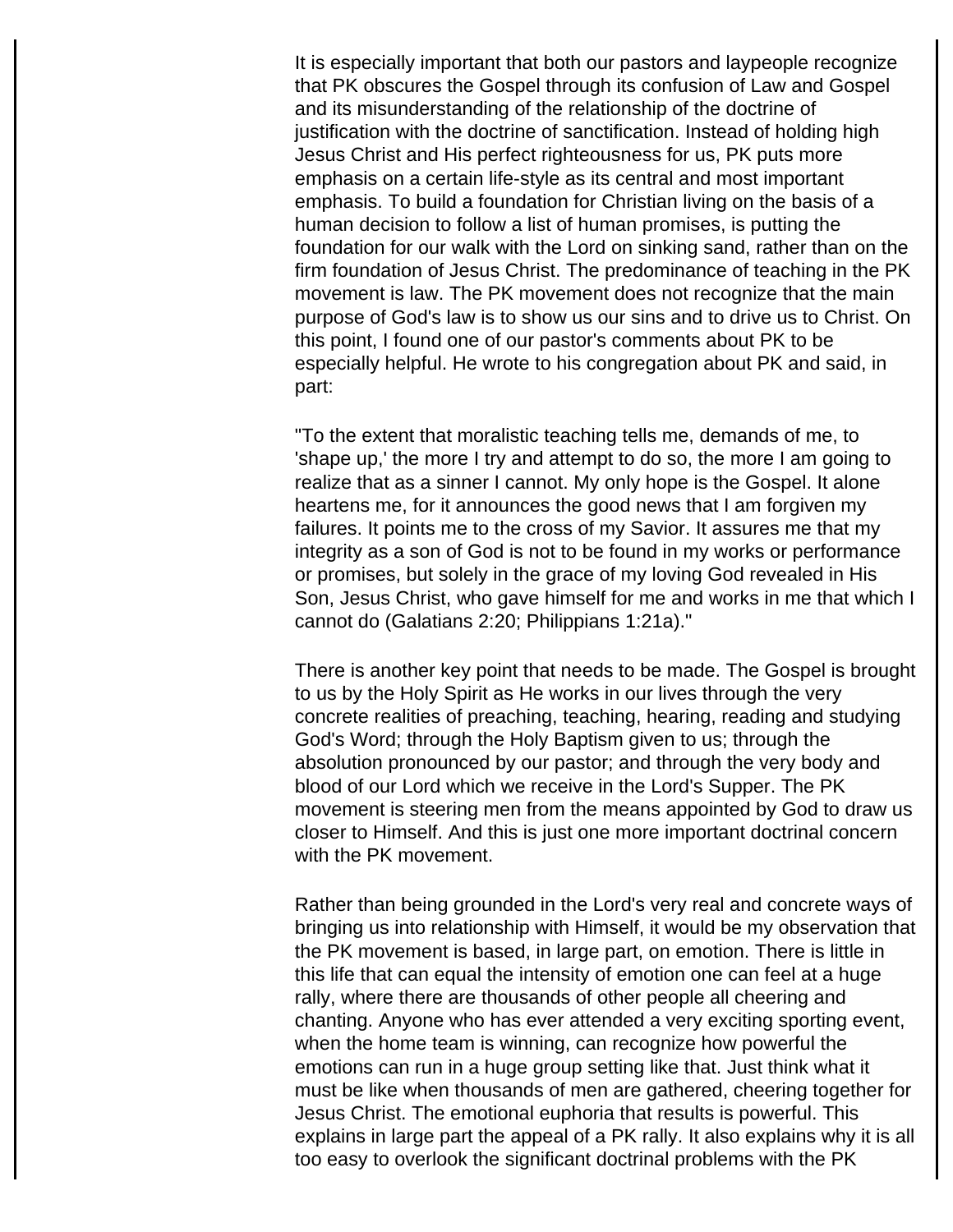It is especially important that both our pastors and laypeople recognize that PK obscures the Gospel through its confusion of Law and Gospel and its misunderstanding of the relationship of the doctrine of justification with the doctrine of sanctification. Instead of holding high Jesus Christ and His perfect righteousness for us, PK puts more emphasis on a certain life-style as its central and most important emphasis. To build a foundation for Christian living on the basis of a human decision to follow a list of human promises, is putting the foundation for our walk with the Lord on sinking sand, rather than on the firm foundation of Jesus Christ. The predominance of teaching in the PK movement is law. The PK movement does not recognize that the main purpose of God's law is to show us our sins and to drive us to Christ. On this point, I found one of our pastor's comments about PK to be especially helpful. He wrote to his congregation about PK and said, in part:

"To the extent that moralistic teaching tells me, demands of me, to 'shape up,' the more I try and attempt to do so, the more I am going to realize that as a sinner I cannot. My only hope is the Gospel. It alone heartens me, for it announces the good news that I am forgiven my failures. It points me to the cross of my Savior. It assures me that my integrity as a son of God is not to be found in my works or performance or promises, but solely in the grace of my loving God revealed in His Son, Jesus Christ, who gave himself for me and works in me that which I cannot do (Galatians 2:20; Philippians 1:21a)."

There is another key point that needs to be made. The Gospel is brought to us by the Holy Spirit as He works in our lives through the very concrete realities of preaching, teaching, hearing, reading and studying God's Word; through the Holy Baptism given to us; through the absolution pronounced by our pastor; and through the very body and blood of our Lord which we receive in the Lord's Supper. The PK movement is steering men from the means appointed by God to draw us closer to Himself. And this is just one more important doctrinal concern with the PK movement.

Rather than being grounded in the Lord's very real and concrete ways of bringing us into relationship with Himself, it would be my observation that the PK movement is based, in large part, on emotion. There is little in this life that can equal the intensity of emotion one can feel at a huge rally, where there are thousands of other people all cheering and chanting. Anyone who has ever attended a very exciting sporting event, when the home team is winning, can recognize how powerful the emotions can run in a huge group setting like that. Just think what it must be like when thousands of men are gathered, cheering together for Jesus Christ. The emotional euphoria that results is powerful. This explains in large part the appeal of a PK rally. It also explains why it is all too easy to overlook the significant doctrinal problems with the PK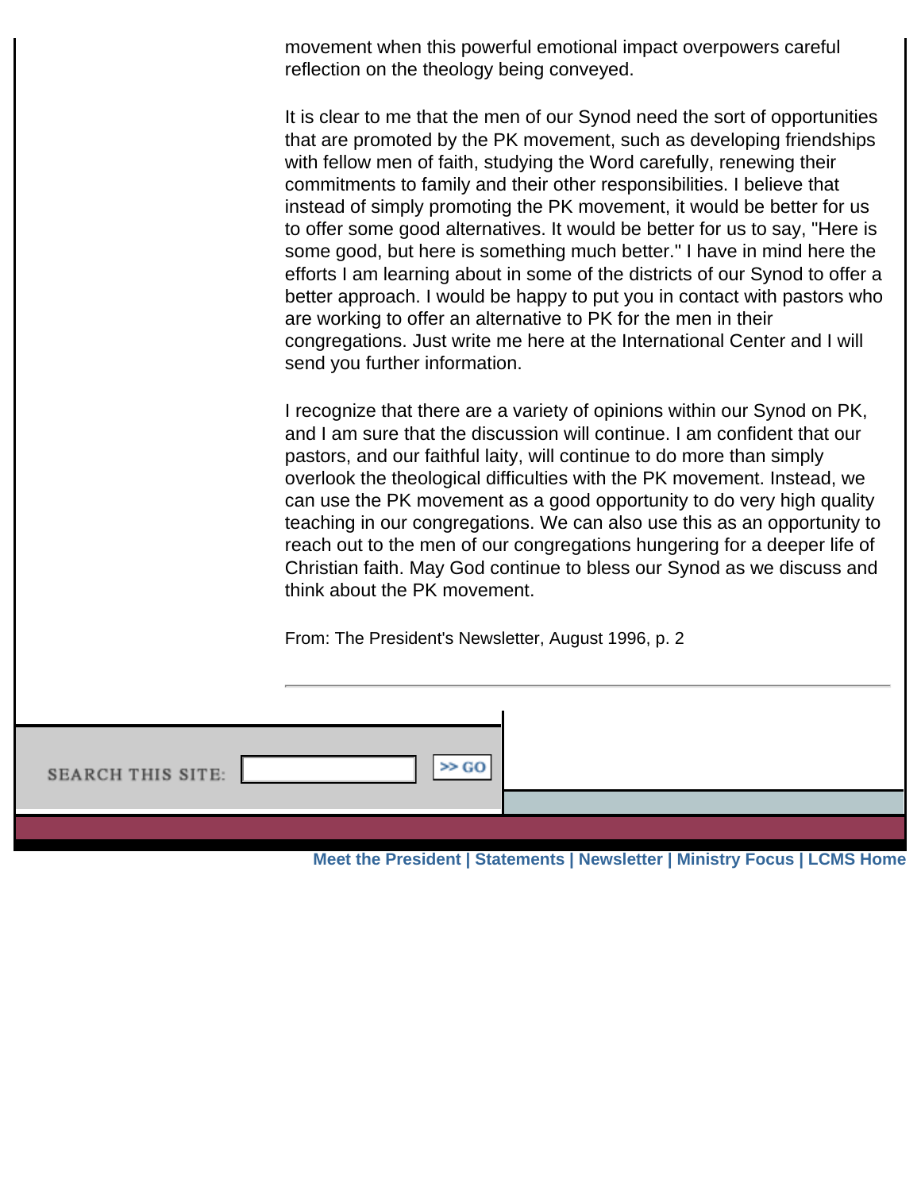movement when this powerful emotional impact overpowers careful reflection on the theology being conveyed.

It is clear to me that the men of our Synod need the sort of opportunities that are promoted by the PK movement, such as developing friendships with fellow men of faith, studying the Word carefully, renewing their commitments to family and their other responsibilities. I believe that instead of simply promoting the PK movement, it would be better for us to offer some good alternatives. It would be better for us to say, "Here is some good, but here is something much better." I have in mind here the efforts I am learning about in some of the districts of our Synod to offer a better approach. I would be happy to put you in contact with pastors who are working to offer an alternative to PK for the men in their congregations. Just write me here at the International Center and I will send you further information.

I recognize that there are a variety of opinions within our Synod on PK, and I am sure that the discussion will continue. I am confident that our pastors, and our faithful laity, will continue to do more than simply overlook the theological difficulties with the PK movement. Instead, we can use the PK movement as a good opportunity to do very high quality teaching in our congregations. We can also use this as an opportunity to reach out to the men of our congregations hungering for a deeper life of Christian faith. May God continue to bless our Synod as we discuss and think about the PK movement.

From: The President's Newsletter, August 1996, p. 2

---

SEARCH THIS SITE: >> GO

**Meet the President | Statements | Newsletter | Ministry Focus | LCMS Home**